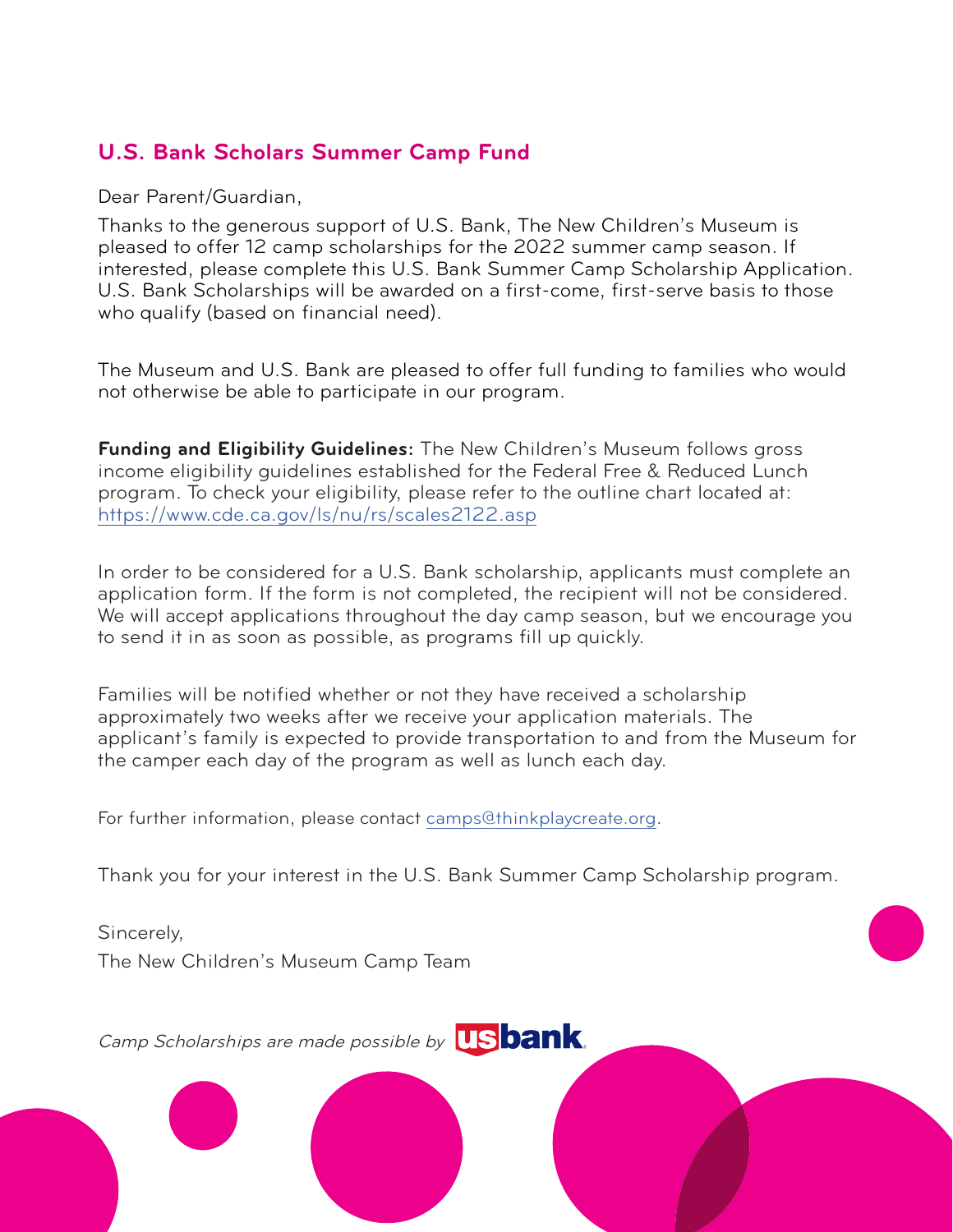## U.S. Bank Scholars Summer Camp Fund

Dear Parent/Guardian,

Thanks to the generous support of U.S. Bank, The New Children's Museum is pleased to offer 12 camp scholarships for the 2022 summer camp season. If interested, please complete this U.S. Bank Summer Camp Scholarship Application. U.S. Bank Scholarships will be awarded on a first-come, first-serve basis to those who qualify (based on financial need).

The Museum and U.S. Bank are pleased to offer full funding to families who would not otherwise be able to participate in our program.

**Funding and Eligibility Guidelines:** The New Children's Museum follows gross income eligibility guidelines established for the Federal Free & Reduced Lunch program. To check your eligibility, please refer to the outline chart located at: https://www.cde.ca.gov/ls/nu/rs/scales2122.asp

In order to be considered for a U.S. Bank scholarship, applicants must complete an application form. If the form is not completed, the recipient will not be considered. We will accept applications throughout the day camp season, but we encourage you to send it in as soon as possible, as programs fill up quickly.

Families will be notified whether or not they have received a scholarship approximately two weeks after we receive your application materials. The applicant's family is expected to provide transportation to and from the Museum for the camper each day of the program as well as lunch each day.

For further information, please contact camps@thinkplaycreate.org.

Thank you for your interest in the U.S. Bank Summer Camp Scholarship program.

Sincerely,

The New Children's Museum Camp Team

*Camp Scholarships are made possible by* usbank.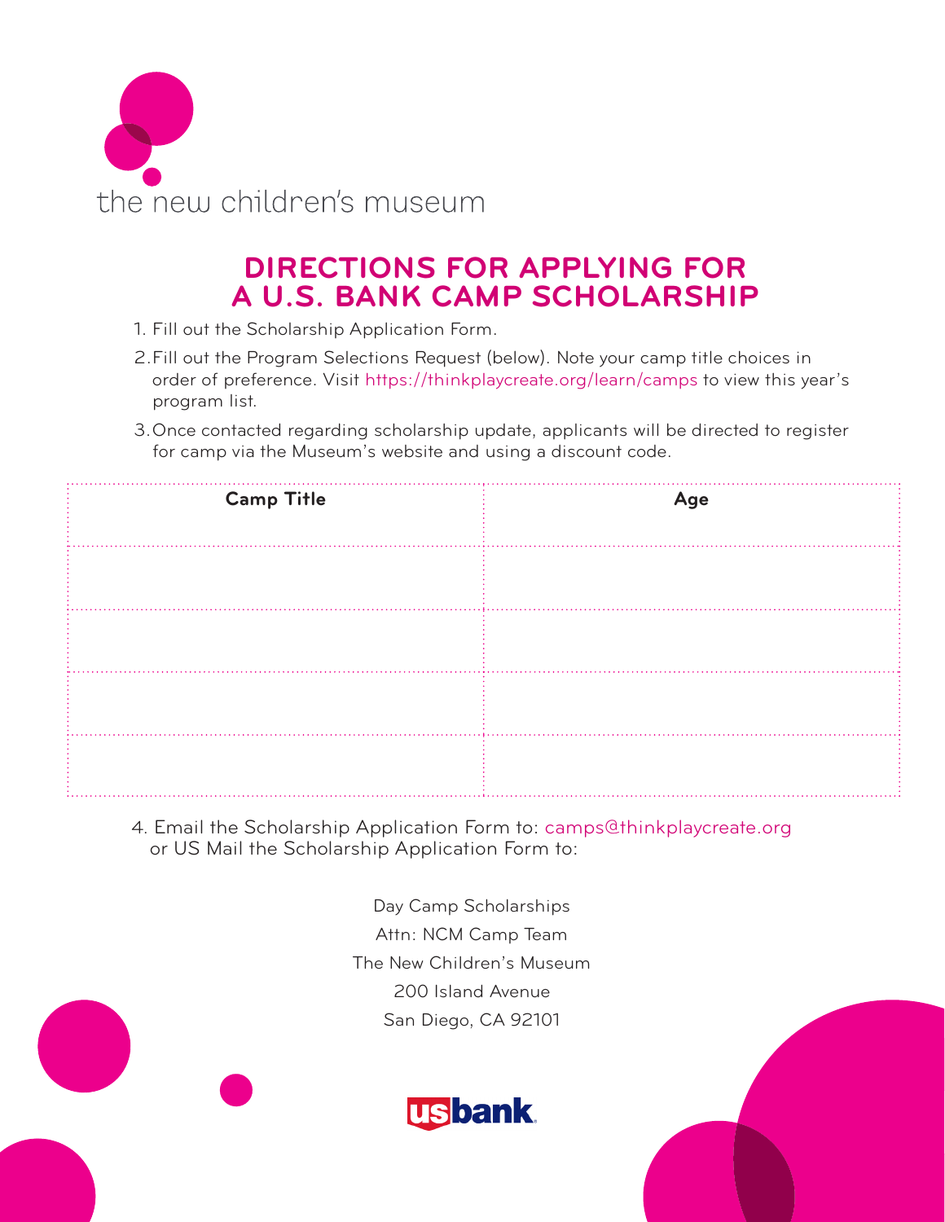the new children's museum

# DIRECTIONS FOR APPLYING FOR A U.S. BANK CAMP SCHOLARSHIP

1. Fill out the Scholarship Application Form.
2. Fill out the Program Selections Request (below). Note your camp title choices in order of preference. Visit https://thinkplaycreate.org/learn/camps to view this year's program list.
3. Once contacted regarding scholarship update, applicants will be directed to register for camp via the Museum's website and using a discount code.

| Camp Title | Age |
|---|---|
| | |
| | |
| | |
| | |

4. Email the Scholarship Application Form to: camps@thinkplaycreate.org or US Mail the Scholarship Application Form to:

Day Camp Scholarships
Attn: NCM Camp Team
The New Children's Museum
200 Island Avenue
San Diego, CA 92101

usbank.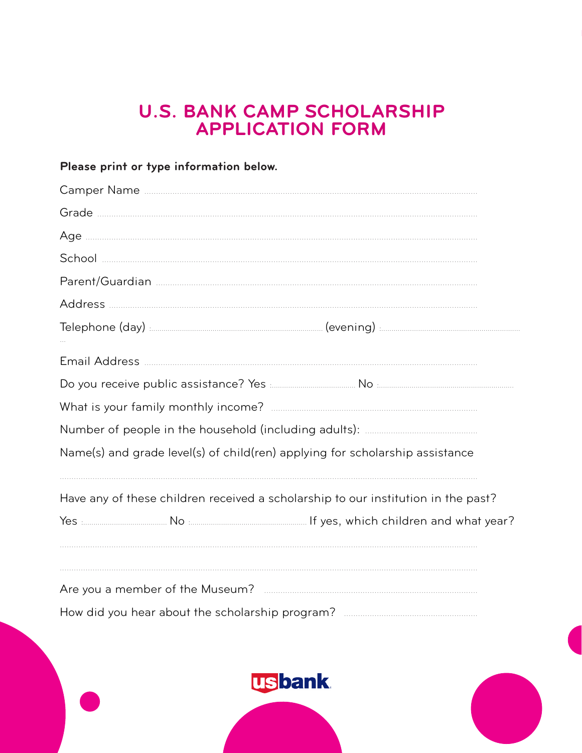# U.S. BANK CAMP SCHOLARSHIP APPLICATION FORM

**Please print or type information below.**

Camper Name ..............................................................................................................

Grade ..............................................................................................................

Age ..............................................................................................................

School ..............................................................................................................

Parent/Guardian ..............................................................................................................

Address ..............................................................................................................

Telephone (day) .................................................. (evening) ..................................................

Email Address ..............................................................................................................

Do you receive public assistance? Yes .................... No ....................

What is your family monthly income? ..............................................................................................................

Number of people in the household (including adults): ....................................

Name(s) and grade level(s) of child(ren) applying for scholarship assistance

..............................................................................................................

Have any of these children received a scholarship to our institution in the past?

Yes .................... No .................... If yes, which children and what year?

..............................................................................................................

..............................................................................................................

Are you a member of the Museum? ..............................................................................................................

How did you hear about the scholarship program? ....................................

usbank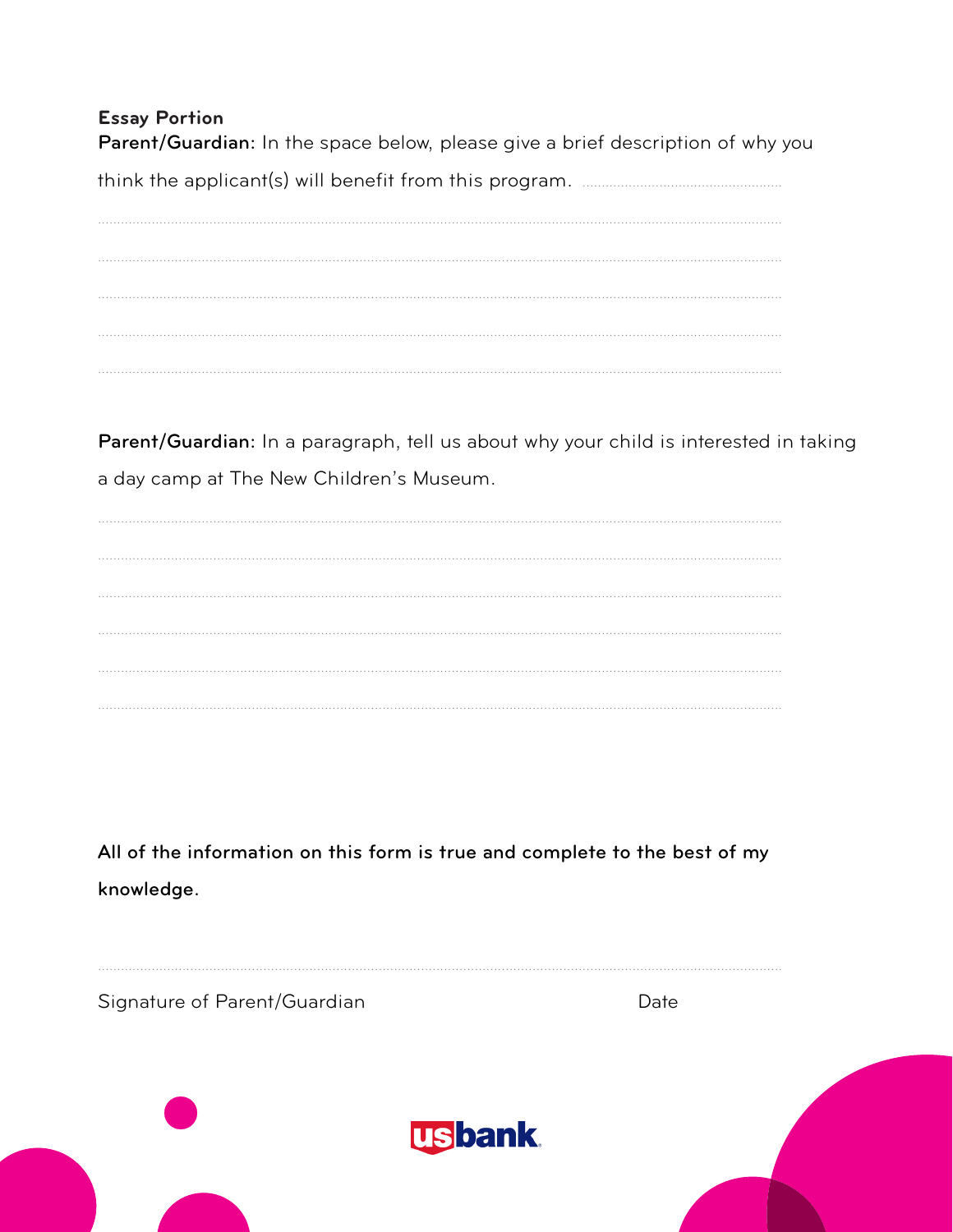**Essay Portion**

**Parent/Guardian:** In the space below, please give a brief description of why you think the applicant(s) will benefit from this program.

**Parent/Guardian:** In a paragraph, tell us about why your child is interested in taking a day camp at The New Children's Museum.

**All of the information on this form is true and complete to the best of my knowledge.**

Signature of Parent/Guardian Date

usbank.